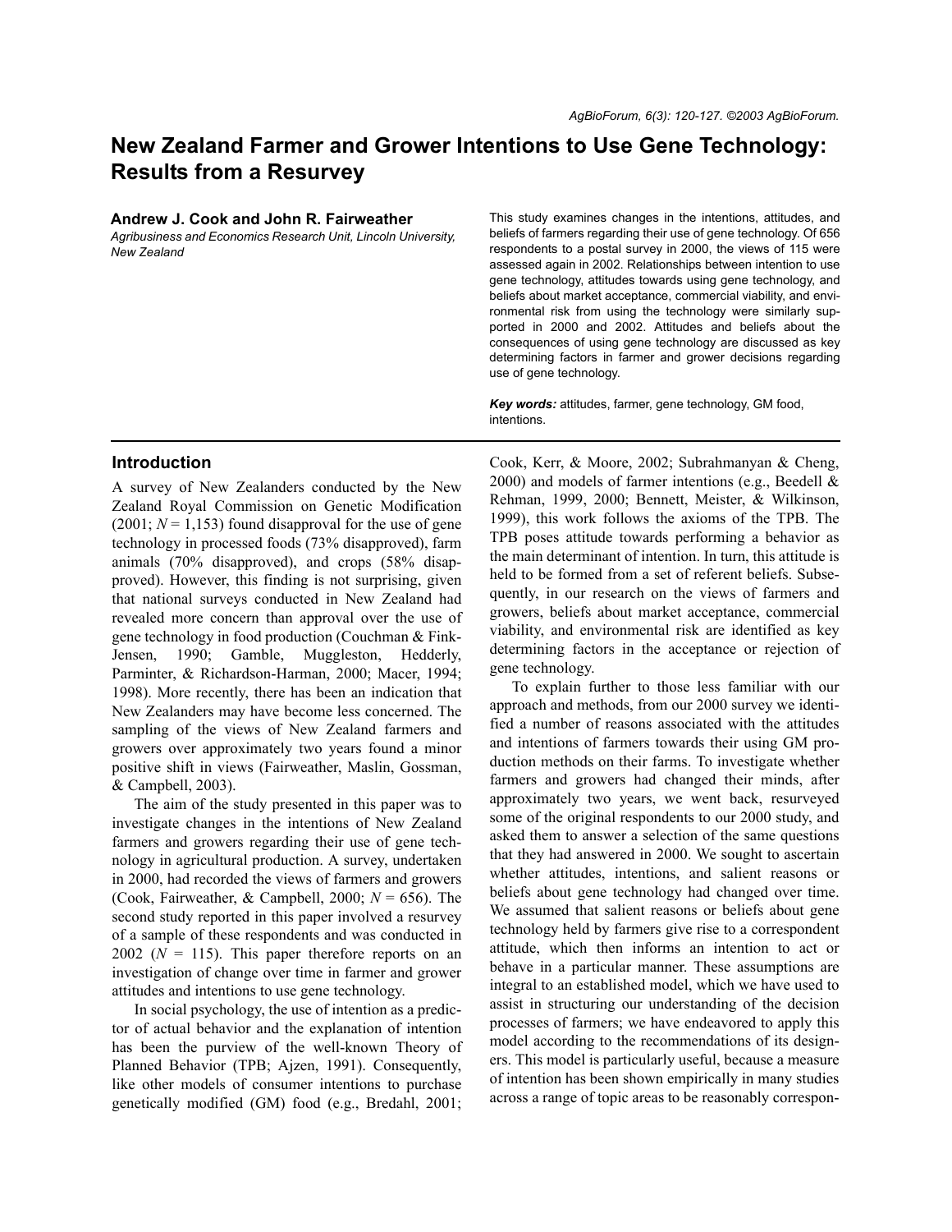# New Zealand Farmer and Grower Intentions to Use Gene Technology: Results from a Resurvey

**Andrew J. Cook and John R. Fairweather**

*Agribusiness and Economics Research Unit, Lincoln University, New Zealand*

This study examines changes in the intentions, attitudes, and beliefs of farmers regarding their use of gene technology. Of 656 respondents to a postal survey in 2000, the views of 115 were assessed again in 2002. Relationships between intention to use gene technology, attitudes towards using gene technology, and beliefs about market acceptance, commercial viability, and environmental risk from using the technology were similarly supported in 2000 and 2002. Attitudes and beliefs about the consequences of using gene technology are discussed as key determining factors in farmer and grower decisions regarding use of gene technology.

***Key words:*** attitudes, farmer, gene technology, GM food, intentions.

## Introduction

A survey of New Zealanders conducted by the New Zealand Royal Commission on Genetic Modification (2001; *N* = 1,153) found disapproval for the use of gene technology in processed foods (73% disapproved), farm animals (70% disapproved), and crops (58% disapproved). However, this finding is not surprising, given that national surveys conducted in New Zealand had revealed more concern than approval over the use of gene technology in food production (Couchman & Fink-Jensen, 1990; Gamble, Muggleston, Hedderly, Parminter, & Richardson-Harman, 2000; Macer, 1994; 1998). More recently, there has been an indication that New Zealanders may have become less concerned. The sampling of the views of New Zealand farmers and growers over approximately two years found a minor positive shift in views (Fairweather, Maslin, Gossman, & Campbell, 2003).

The aim of the study presented in this paper was to investigate changes in the intentions of New Zealand farmers and growers regarding their use of gene technology in agricultural production. A survey, undertaken in 2000, had recorded the views of farmers and growers (Cook, Fairweather, & Campbell, 2000; *N* = 656). The second study reported in this paper involved a resurvey of a sample of these respondents and was conducted in 2002 (*N* = 115). This paper therefore reports on an investigation of change over time in farmer and grower attitudes and intentions to use gene technology.

In social psychology, the use of intention as a predictor of actual behavior and the explanation of intention has been the purview of the well-known Theory of Planned Behavior (TPB; Ajzen, 1991). Consequently, like other models of consumer intentions to purchase genetically modified (GM) food (e.g., Bredahl, 2001; Cook, Kerr, & Moore, 2002; Subrahmanyan & Cheng, 2000) and models of farmer intentions (e.g., Beedell & Rehman, 1999, 2000; Bennett, Meister, & Wilkinson, 1999), this work follows the axioms of the TPB. The TPB poses attitude towards performing a behavior as the main determinant of intention. In turn, this attitude is held to be formed from a set of referent beliefs. Subsequently, in our research on the views of farmers and growers, beliefs about market acceptance, commercial viability, and environmental risk are identified as key determining factors in the acceptance or rejection of gene technology.

To explain further to those less familiar with our approach and methods, from our 2000 survey we identified a number of reasons associated with the attitudes and intentions of farmers towards their using GM production methods on their farms. To investigate whether farmers and growers had changed their minds, after approximately two years, we went back, resurveyed some of the original respondents to our 2000 study, and asked them to answer a selection of the same questions that they had answered in 2000. We sought to ascertain whether attitudes, intentions, and salient reasons or beliefs about gene technology had changed over time. We assumed that salient reasons or beliefs about gene technology held by farmers give rise to a correspondent attitude, which then informs an intention to act or behave in a particular manner. These assumptions are integral to an established model, which we have used to assist in structuring our understanding of the decision processes of farmers; we have endeavored to apply this model according to the recommendations of its designers. This model is particularly useful, because a measure of intention has been shown empirically in many studies across a range of topic areas to be reasonably correspon-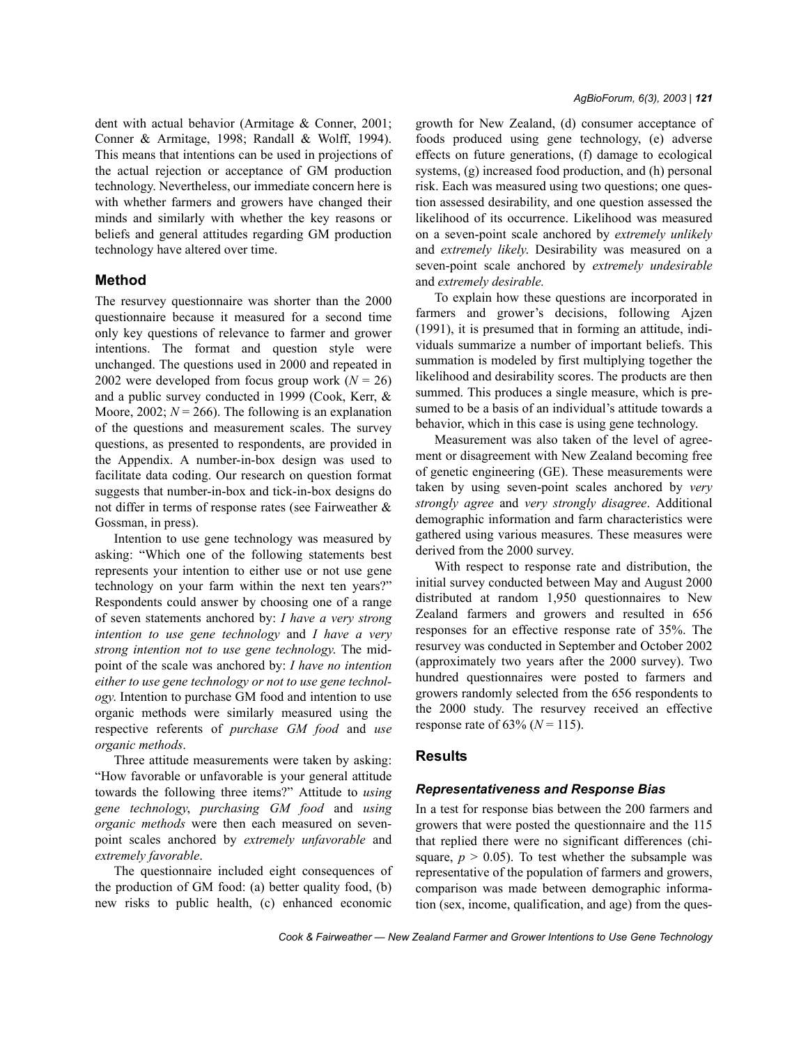dent with actual behavior (Armitage & Conner, 2001; Conner & Armitage, 1998; Randall & Wolff, 1994). This means that intentions can be used in projections of the actual rejection or acceptance of GM production technology. Nevertheless, our immediate concern here is with whether farmers and growers have changed their minds and similarly with whether the key reasons or beliefs and general attitudes regarding GM production technology have altered over time.

## Method

The resurvey questionnaire was shorter than the 2000 questionnaire because it measured for a second time only key questions of relevance to farmer and grower intentions. The format and question style were unchanged. The questions used in 2000 and repeated in 2002 were developed from focus group work ($N = 26$) and a public survey conducted in 1999 (Cook, Kerr, & Moore, 2002; $N = 266$). The following is an explanation of the questions and measurement scales. The survey questions, as presented to respondents, are provided in the Appendix. A number-in-box design was used to facilitate data coding. Our research on question format suggests that number-in-box and tick-in-box designs do not differ in terms of response rates (see Fairweather & Gossman, in press).

Intention to use gene technology was measured by asking: "Which one of the following statements best represents your intention to either use or not use gene technology on your farm within the next ten years?" Respondents could answer by choosing one of a range of seven statements anchored by: *I have a very strong intention to use gene technology* and *I have a very strong intention not to use gene technology.* The midpoint of the scale was anchored by: *I have no intention either to use gene technology or not to use gene technology.* Intention to purchase GM food and intention to use organic methods were similarly measured using the respective referents of *purchase GM food* and *use organic methods*.

Three attitude measurements were taken by asking: "How favorable or unfavorable is your general attitude towards the following three items?" Attitude to *using gene technology*, *purchasing GM food* and *using organic methods* were then each measured on seven-point scales anchored by *extremely unfavorable* and *extremely favorable*.

The questionnaire included eight consequences of the production of GM food: (a) better quality food, (b) new risks to public health, (c) enhanced economic growth for New Zealand, (d) consumer acceptance of foods produced using gene technology, (e) adverse effects on future generations, (f) damage to ecological systems, (g) increased food production, and (h) personal risk. Each was measured using two questions; one question assessed desirability, and one question assessed the likelihood of its occurrence. Likelihood was measured on a seven-point scale anchored by *extremely unlikely* and *extremely likely*. Desirability was measured on a seven-point scale anchored by *extremely undesirable* and *extremely desirable.*

To explain how these questions are incorporated in farmers and grower's decisions, following Ajzen (1991), it is presumed that in forming an attitude, individuals summarize a number of important beliefs. This summation is modeled by first multiplying together the likelihood and desirability scores. The products are then summed. This produces a single measure, which is presumed to be a basis of an individual's attitude towards a behavior, which in this case is using gene technology.

Measurement was also taken of the level of agreement or disagreement with New Zealand becoming free of genetic engineering (GE). These measurements were taken by using seven-point scales anchored by *very strongly agree* and *very strongly disagree*. Additional demographic information and farm characteristics were gathered using various measures. These measures were derived from the 2000 survey.

With respect to response rate and distribution, the initial survey conducted between May and August 2000 distributed at random 1,950 questionnaires to New Zealand farmers and growers and resulted in 656 responses for an effective response rate of 35%. The resurvey was conducted in September and October 2002 (approximately two years after the 2000 survey). Two hundred questionnaires were posted to farmers and growers randomly selected from the 656 respondents to the 2000 study. The resurvey received an effective response rate of 63% ($N = 115$).

## Results

### Representativeness and Response Bias

In a test for response bias between the 200 farmers and growers that were posted the questionnaire and the 115 that replied there were no significant differences (chi-square, $p > 0.05$). To test whether the subsample was representative of the population of farmers and growers, comparison was made between demographic information (sex, income, qualification, and age) from the ques-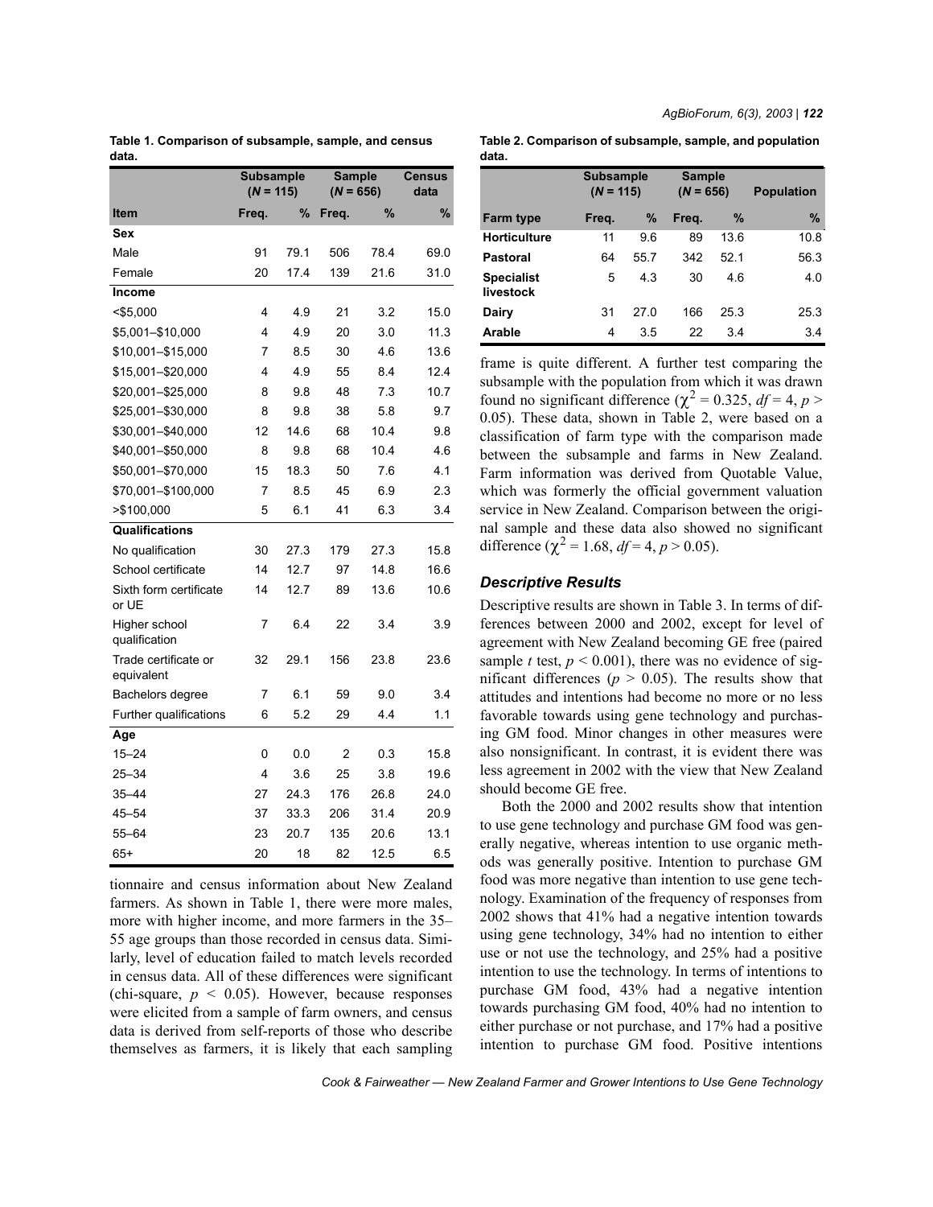**Table 1. Comparison of subsample, sample, and census data.**

| | Subsample (*N* = 115) | | Sample (*N* = 656) | | Census data |
|---|---|---|---|---|---|
| **Item** | **Freq.** | **%** | **Freq.** | **%** | **%** |
| **Sex** | | | | | |
| Male | 91 | 79.1 | 506 | 78.4 | 69.0 |
| Female | 20 | 17.4 | 139 | 21.6 | 31.0 |
| **Income** | | | | | |
| <$5,000 | 4 | 4.9 | 21 | 3.2 | 15.0 |
| $5,001–$10,000 | 4 | 4.9 | 20 | 3.0 | 11.3 |
| $10,001–$15,000 | 7 | 8.5 | 30 | 4.6 | 13.6 |
| $15,001–$20,000 | 4 | 4.9 | 55 | 8.4 | 12.4 |
| $20,001–$25,000 | 8 | 9.8 | 48 | 7.3 | 10.7 |
| $25,001–$30,000 | 8 | 9.8 | 38 | 5.8 | 9.7 |
| $30,001–$40,000 | 12 | 14.6 | 68 | 10.4 | 9.8 |
| $40,001–$50,000 | 8 | 9.8 | 68 | 10.4 | 4.6 |
| $50,001–$70,000 | 15 | 18.3 | 50 | 7.6 | 4.1 |
| $70,001–$100,000 | 7 | 8.5 | 45 | 6.9 | 2.3 |
| >$100,000 | 5 | 6.1 | 41 | 6.3 | 3.4 |
| **Qualifications** | | | | | |
| No qualification | 30 | 27.3 | 179 | 27.3 | 15.8 |
| School certificate | 14 | 12.7 | 97 | 14.8 | 16.6 |
| Sixth form certificate or UE | 14 | 12.7 | 89 | 13.6 | 10.6 |
| Higher school qualification | 7 | 6.4 | 22 | 3.4 | 3.9 |
| Trade certificate or equivalent | 32 | 29.1 | 156 | 23.8 | 23.6 |
| Bachelors degree | 7 | 6.1 | 59 | 9.0 | 3.4 |
| Further qualifications | 6 | 5.2 | 29 | 4.4 | 1.1 |
| **Age** | | | | | |
| 15–24 | 0 | 0.0 | 2 | 0.3 | 15.8 |
| 25–34 | 4 | 3.6 | 25 | 3.8 | 19.6 |
| 35–44 | 27 | 24.3 | 176 | 26.8 | 24.0 |
| 45–54 | 37 | 33.3 | 206 | 31.4 | 20.9 |
| 55–64 | 23 | 20.7 | 135 | 20.6 | 13.1 |
| 65+ | 20 | 18 | 82 | 12.5 | 6.5 |

tionnaire and census information about New Zealand farmers. As shown in Table 1, there were more males, more with higher income, and more farmers in the 35–55 age groups than those recorded in census data. Similarly, level of education failed to match levels recorded in census data. All of these differences were significant (chi-square, $p < 0.05$). However, because responses were elicited from a sample of farm owners, and census data is derived from self-reports of those who describe themselves as farmers, it is likely that each sampling frame is quite different. A further test comparing the subsample with the population from which it was drawn found no significant difference ($\chi^2 = 0.325$, $df = 4$, $p > 0.05$). These data, shown in Table 2, were based on a classification of farm type with the comparison made between the subsample and farms in New Zealand. Farm information was derived from Quotable Value, which was formerly the official government valuation service in New Zealand. Comparison between the original sample and these data also showed no significant difference ($\chi^2 = 1.68$, $df = 4$, $p > 0.05$).

**Table 2. Comparison of subsample, sample, and population data.**

| | Subsample (*N* = 115) | | Sample (*N* = 656) | | Population |
|---|---|---|---|---|---|
| **Farm type** | **Freq.** | **%** | **Freq.** | **%** | **%** |
| **Horticulture** | 11 | 9.6 | 89 | 13.6 | 10.8 |
| **Pastoral** | 64 | 55.7 | 342 | 52.1 | 56.3 |
| **Specialist livestock** | 5 | 4.3 | 30 | 4.6 | 4.0 |
| **Dairy** | 31 | 27.0 | 166 | 25.3 | 25.3 |
| **Arable** | 4 | 3.5 | 22 | 3.4 | 3.4 |

### *Descriptive Results*

Descriptive results are shown in Table 3. In terms of differences between 2000 and 2002, except for level of agreement with New Zealand becoming GE free (paired sample *t* test, $p < 0.001$), there was no evidence of significant differences ($p > 0.05$). The results show that attitudes and intentions had become no more or no less favorable towards using gene technology and purchasing GM food. Minor changes in other measures were also nonsignificant. In contrast, it is evident there was less agreement in 2002 with the view that New Zealand should become GE free.

Both the 2000 and 2002 results show that intention to use gene technology and purchase GM food was generally negative, whereas intention to use organic methods was generally positive. Intention to purchase GM food was more negative than intention to use gene technology. Examination of the frequency of responses from 2002 shows that 41% had a negative intention towards using gene technology, 34% had no intention to either use or not use the technology, and 25% had a positive intention to use the technology. In terms of intentions to purchase GM food, 43% had a negative intention towards purchasing GM food, 40% had no intention to either purchase or not purchase, and 17% had a positive intention to purchase GM food. Positive intentions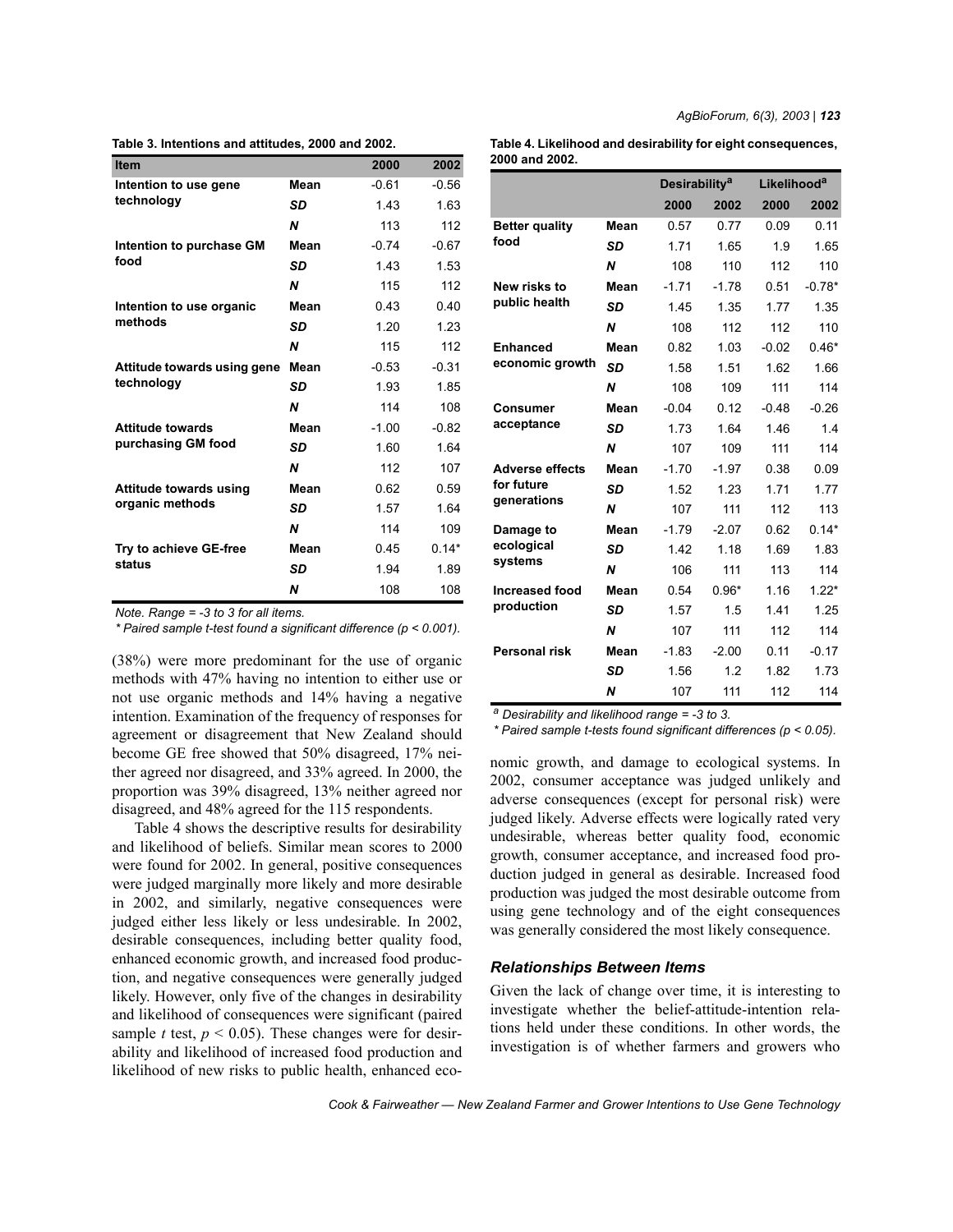**Table 3. Intentions and attitudes, 2000 and 2002.**

| Item | | 2000 | 2002 |
|---|---|---|---|
| Intention to use gene technology | Mean | -0.61 | -0.56 |
| | SD | 1.43 | 1.63 |
| | N | 113 | 112 |
| Intention to purchase GM food | Mean | -0.74 | -0.67 |
| | SD | 1.43 | 1.53 |
| | N | 115 | 112 |
| Intention to use organic methods | Mean | 0.43 | 0.40 |
| | SD | 1.20 | 1.23 |
| | N | 115 | 112 |
| Attitude towards using gene technology | Mean | -0.53 | -0.31 |
| | SD | 1.93 | 1.85 |
| | N | 114 | 108 |
| Attitude towards purchasing GM food | Mean | -1.00 | -0.82 |
| | SD | 1.60 | 1.64 |
| | N | 112 | 107 |
| Attitude towards using organic methods | Mean | 0.62 | 0.59 |
| | SD | 1.57 | 1.64 |
| | N | 114 | 109 |
| Try to achieve GE-free status | Mean | 0.45 | 0.14* |
| | SD | 1.94 | 1.89 |
| | N | 108 | 108 |

*Note. Range = -3 to 3 for all items.*

*\* Paired sample t-test found a significant difference (p < 0.001).*

(38%) were more predominant for the use of organic methods with 47% having no intention to either use or not use organic methods and 14% having a negative intention. Examination of the frequency of responses for agreement or disagreement that New Zealand should become GE free showed that 50% disagreed, 17% neither agreed nor disagreed, and 33% agreed. In 2000, the proportion was 39% disagreed, 13% neither agreed nor disagreed, and 48% agreed for the 115 respondents.

Table 4 shows the descriptive results for desirability and likelihood of beliefs. Similar mean scores to 2000 were found for 2002. In general, positive consequences were judged marginally more likely and more desirable in 2002, and similarly, negative consequences were judged either less likely or less undesirable. In 2002, desirable consequences, including better quality food, enhanced economic growth, and increased food production, and negative consequences were generally judged likely. However, only five of the changes in desirability and likelihood of consequences were significant (paired sample $t$ test, $p < 0.05$). These changes were for desirability and likelihood of increased food production and likelihood of new risks to public health, enhanced economic growth, and damage to ecological systems. In 2002, consumer acceptance was judged unlikely and adverse consequences (except for personal risk) were judged likely. Adverse effects were logically rated very undesirable, whereas better quality food, economic growth, consumer acceptance, and increased food production judged in general as desirable. Increased food production was judged the most desirable outcome from using gene technology and of the eight consequences was generally considered the most likely consequence.

**Table 4. Likelihood and desirability for eight consequences, 2000 and 2002.**

| | | Desirability[a] | | Likelihood[a] | |
|---|---|---|---|---|---|
| | | 2000 | 2002 | 2000 | 2002 |
| Better quality food | Mean | 0.57 | 0.77 | 0.09 | 0.11 |
| | SD | 1.71 | 1.65 | 1.9 | 1.65 |
| | N | 108 | 110 | 112 | 110 |
| New risks to public health | Mean | -1.71 | -1.78 | 0.51 | -0.78* |
| | SD | 1.45 | 1.35 | 1.77 | 1.35 |
| | N | 108 | 112 | 112 | 110 |
| Enhanced economic growth | Mean | 0.82 | 1.03 | -0.02 | 0.46* |
| | SD | 1.58 | 1.51 | 1.62 | 1.66 |
| | N | 108 | 109 | 111 | 114 |
| Consumer acceptance | Mean | -0.04 | 0.12 | -0.48 | -0.26 |
| | SD | 1.73 | 1.64 | 1.46 | 1.4 |
| | N | 107 | 109 | 111 | 114 |
| Adverse effects for future generations | Mean | -1.70 | -1.97 | 0.38 | 0.09 |
| | SD | 1.52 | 1.23 | 1.71 | 1.77 |
| | N | 107 | 111 | 112 | 113 |
| Damage to ecological systems | Mean | -1.79 | -2.07 | 0.62 | 0.14* |
| | SD | 1.42 | 1.18 | 1.69 | 1.83 |
| | N | 106 | 111 | 113 | 114 |
| Increased food production | Mean | 0.54 | 0.96* | 1.16 | 1.22* |
| | SD | 1.57 | 1.5 | 1.41 | 1.25 |
| | N | 107 | 111 | 112 | 114 |
| Personal risk | Mean | -1.83 | -2.00 | 0.11 | -0.17 |
| | SD | 1.56 | 1.2 | 1.82 | 1.73 |
| | N | 107 | 111 | 112 | 114 |

*[a] Desirability and likelihood range = -3 to 3.*

*\* Paired sample t-tests found significant differences (p < 0.05).*

### Relationships Between Items

Given the lack of change over time, it is interesting to investigate whether the belief-attitude-intention relations held under these conditions. In other words, the investigation is of whether farmers and growers who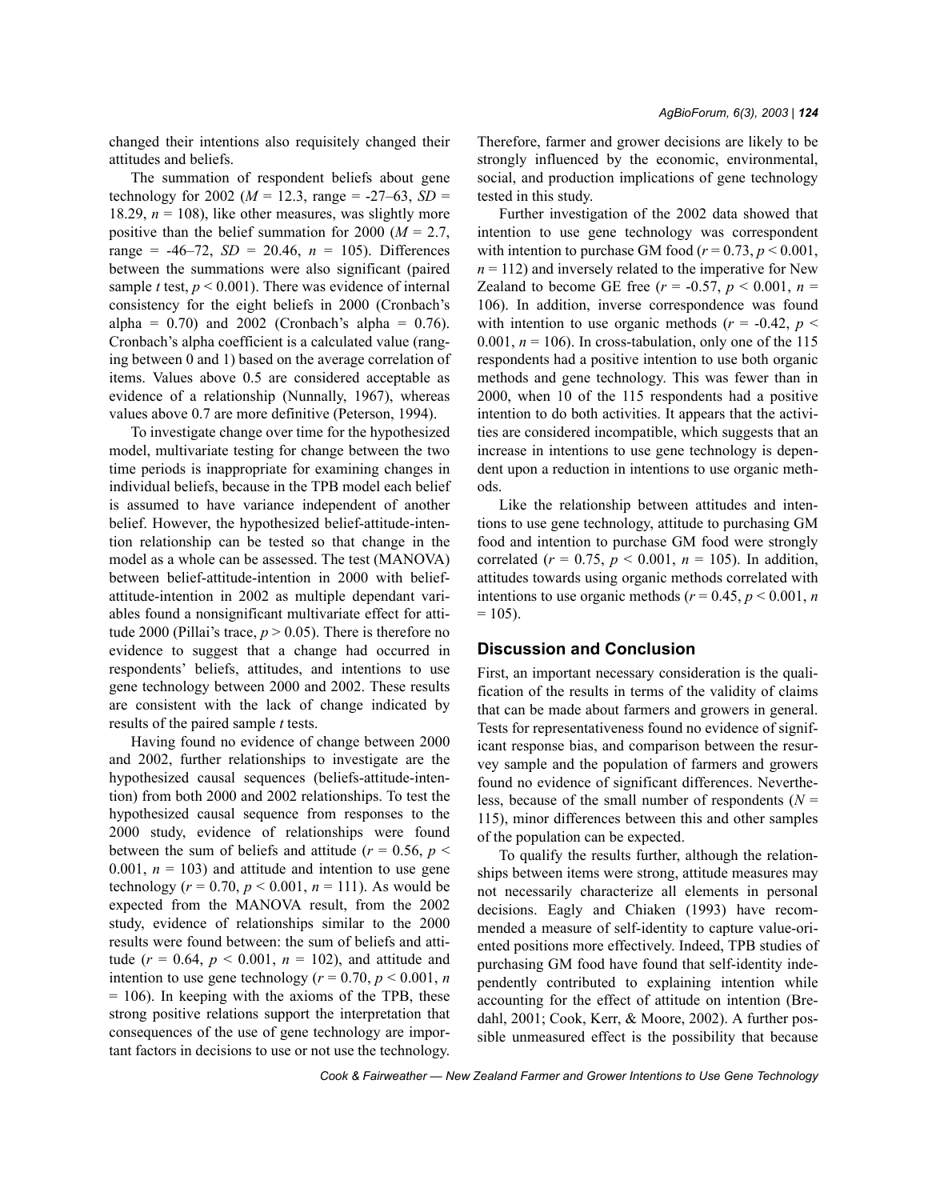changed their intentions also requisitely changed their attitudes and beliefs.

The summation of respondent beliefs about gene technology for 2002 ($M = 12.3$, range = -27–63, $SD = 18.29$, $n = 108$), like other measures, was slightly more positive than the belief summation for 2000 ($M = 2.7$, range = -46–72, $SD = 20.46$, $n = 105$). Differences between the summations were also significant (paired sample $t$ test, $p < 0.001$). There was evidence of internal consistency for the eight beliefs in 2000 (Cronbach's alpha = 0.70) and 2002 (Cronbach's alpha = 0.76). Cronbach's alpha coefficient is a calculated value (ranging between 0 and 1) based on the average correlation of items. Values above 0.5 are considered acceptable as evidence of a relationship (Nunnally, 1967), whereas values above 0.7 are more definitive (Peterson, 1994).

To investigate change over time for the hypothesized model, multivariate testing for change between the two time periods is inappropriate for examining changes in individual beliefs, because in the TPB model each belief is assumed to have variance independent of another belief. However, the hypothesized belief-attitude-intention relationship can be tested so that change in the model as a whole can be assessed. The test (MANOVA) between belief-attitude-intention in 2000 with belief-attitude-intention in 2002 as multiple dependant variables found a nonsignificant multivariate effect for attitude 2000 (Pillai's trace, $p > 0.05$). There is therefore no evidence to suggest that a change had occurred in respondents' beliefs, attitudes, and intentions to use gene technology between 2000 and 2002. These results are consistent with the lack of change indicated by results of the paired sample $t$ tests.

Having found no evidence of change between 2000 and 2002, further relationships to investigate are the hypothesized causal sequences (beliefs-attitude-intention) from both 2000 and 2002 relationships. To test the hypothesized causal sequence from responses to the 2000 study, evidence of relationships were found between the sum of beliefs and attitude ($r = 0.56$, $p < 0.001$, $n = 103$) and attitude and intention to use gene technology ($r = 0.70$, $p < 0.001$, $n = 111$). As would be expected from the MANOVA result, from the 2002 study, evidence of relationships similar to the 2000 results were found between: the sum of beliefs and attitude ($r = 0.64$, $p < 0.001$, $n = 102$), and attitude and intention to use gene technology ($r = 0.70$, $p < 0.001$, $n = 106$). In keeping with the axioms of the TPB, these strong positive relations support the interpretation that consequences of the use of gene technology are important factors in decisions to use or not use the technology. Therefore, farmer and grower decisions are likely to be strongly influenced by the economic, environmental, social, and production implications of gene technology tested in this study.

Further investigation of the 2002 data showed that intention to use gene technology was correspondent with intention to purchase GM food ($r = 0.73$, $p < 0.001$, $n = 112$) and inversely related to the imperative for New Zealand to become GE free ($r = -0.57$, $p < 0.001$, $n = 106$). In addition, inverse correspondence was found with intention to use organic methods ($r = -0.42$, $p < 0.001$, $n = 106$). In cross-tabulation, only one of the 115 respondents had a positive intention to use both organic methods and gene technology. This was fewer than in 2000, when 10 of the 115 respondents had a positive intention to do both activities. It appears that the activities are considered incompatible, which suggests that an increase in intentions to use gene technology is dependent upon a reduction in intentions to use organic methods.

Like the relationship between attitudes and intentions to use gene technology, attitude to purchasing GM food and intention to purchase GM food were strongly correlated ($r = 0.75$, $p < 0.001$, $n = 105$). In addition, attitudes towards using organic methods correlated with intentions to use organic methods ($r = 0.45$, $p < 0.001$, $n = 105$).

## Discussion and Conclusion

First, an important necessary consideration is the qualification of the results in terms of the validity of claims that can be made about farmers and growers in general. Tests for representativeness found no evidence of significant response bias, and comparison between the resurvey sample and the population of farmers and growers found no evidence of significant differences. Nevertheless, because of the small number of respondents ($N = 115$), minor differences between this and other samples of the population can be expected.

To qualify the results further, although the relationships between items were strong, attitude measures may not necessarily characterize all elements in personal decisions. Eagly and Chiaken (1993) have recommended a measure of self-identity to capture value-oriented positions more effectively. Indeed, TPB studies of purchasing GM food have found that self-identity independently contributed to explaining intention while accounting for the effect of attitude on intention (Bredahl, 2001; Cook, Kerr, & Moore, 2002). A further possible unmeasured effect is the possibility that because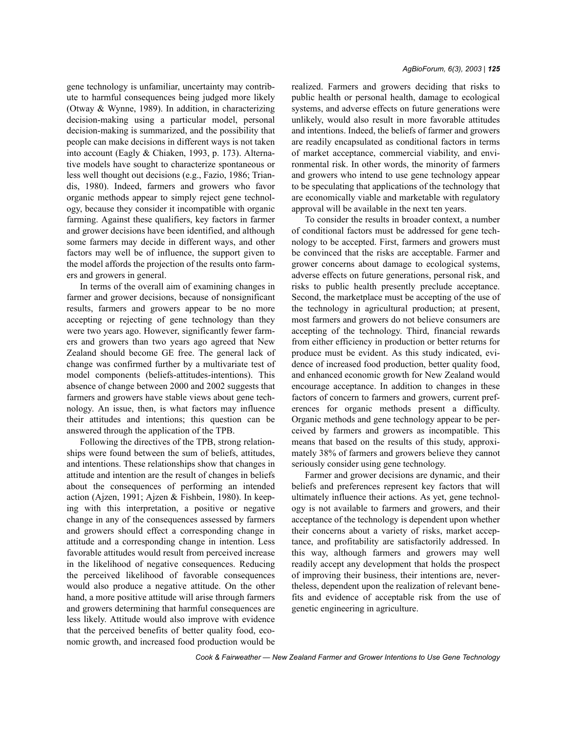gene technology is unfamiliar, uncertainty may contribute to harmful consequences being judged more likely (Otway & Wynne, 1989). In addition, in characterizing decision-making using a particular model, personal decision-making is summarized, and the possibility that people can make decisions in different ways is not taken into account (Eagly & Chiaken, 1993, p. 173). Alternative models have sought to characterize spontaneous or less well thought out decisions (e.g., Fazio, 1986; Triandis, 1980). Indeed, farmers and growers who favor organic methods appear to simply reject gene technology, because they consider it incompatible with organic farming. Against these qualifiers, key factors in farmer and grower decisions have been identified, and although some farmers may decide in different ways, and other factors may well be of influence, the support given to the model affords the projection of the results onto farmers and growers in general.

In terms of the overall aim of examining changes in farmer and grower decisions, because of nonsignificant results, farmers and growers appear to be no more accepting or rejecting of gene technology than they were two years ago. However, significantly fewer farmers and growers than two years ago agreed that New Zealand should become GE free. The general lack of change was confirmed further by a multivariate test of model components (beliefs-attitudes-intentions). This absence of change between 2000 and 2002 suggests that farmers and growers have stable views about gene technology. An issue, then, is what factors may influence their attitudes and intentions; this question can be answered through the application of the TPB.

Following the directives of the TPB, strong relationships were found between the sum of beliefs, attitudes, and intentions. These relationships show that changes in attitude and intention are the result of changes in beliefs about the consequences of performing an intended action (Ajzen, 1991; Ajzen & Fishbein, 1980). In keeping with this interpretation, a positive or negative change in any of the consequences assessed by farmers and growers should effect a corresponding change in attitude and a corresponding change in intention. Less favorable attitudes would result from perceived increase in the likelihood of negative consequences. Reducing the perceived likelihood of favorable consequences would also produce a negative attitude. On the other hand, a more positive attitude will arise through farmers and growers determining that harmful consequences are less likely. Attitude would also improve with evidence that the perceived benefits of better quality food, economic growth, and increased food production would be realized. Farmers and growers deciding that risks to public health or personal health, damage to ecological systems, and adverse effects on future generations were unlikely, would also result in more favorable attitudes and intentions. Indeed, the beliefs of farmer and growers are readily encapsulated as conditional factors in terms of market acceptance, commercial viability, and environmental risk. In other words, the minority of farmers and growers who intend to use gene technology appear to be speculating that applications of the technology that are economically viable and marketable with regulatory approval will be available in the next ten years.

To consider the results in broader context, a number of conditional factors must be addressed for gene technology to be accepted. First, farmers and growers must be convinced that the risks are acceptable. Farmer and grower concerns about damage to ecological systems, adverse effects on future generations, personal risk, and risks to public health presently preclude acceptance. Second, the marketplace must be accepting of the use of the technology in agricultural production; at present, most farmers and growers do not believe consumers are accepting of the technology. Third, financial rewards from either efficiency in production or better returns for produce must be evident. As this study indicated, evidence of increased food production, better quality food, and enhanced economic growth for New Zealand would encourage acceptance. In addition to changes in these factors of concern to farmers and growers, current preferences for organic methods present a difficulty. Organic methods and gene technology appear to be perceived by farmers and growers as incompatible. This means that based on the results of this study, approximately 38% of farmers and growers believe they cannot seriously consider using gene technology.

Farmer and grower decisions are dynamic, and their beliefs and preferences represent key factors that will ultimately influence their actions. As yet, gene technology is not available to farmers and growers, and their acceptance of the technology is dependent upon whether their concerns about a variety of risks, market acceptance, and profitability are satisfactorily addressed. In this way, although farmers and growers may well readily accept any development that holds the prospect of improving their business, their intentions are, nevertheless, dependent upon the realization of relevant benefits and evidence of acceptable risk from the use of genetic engineering in agriculture.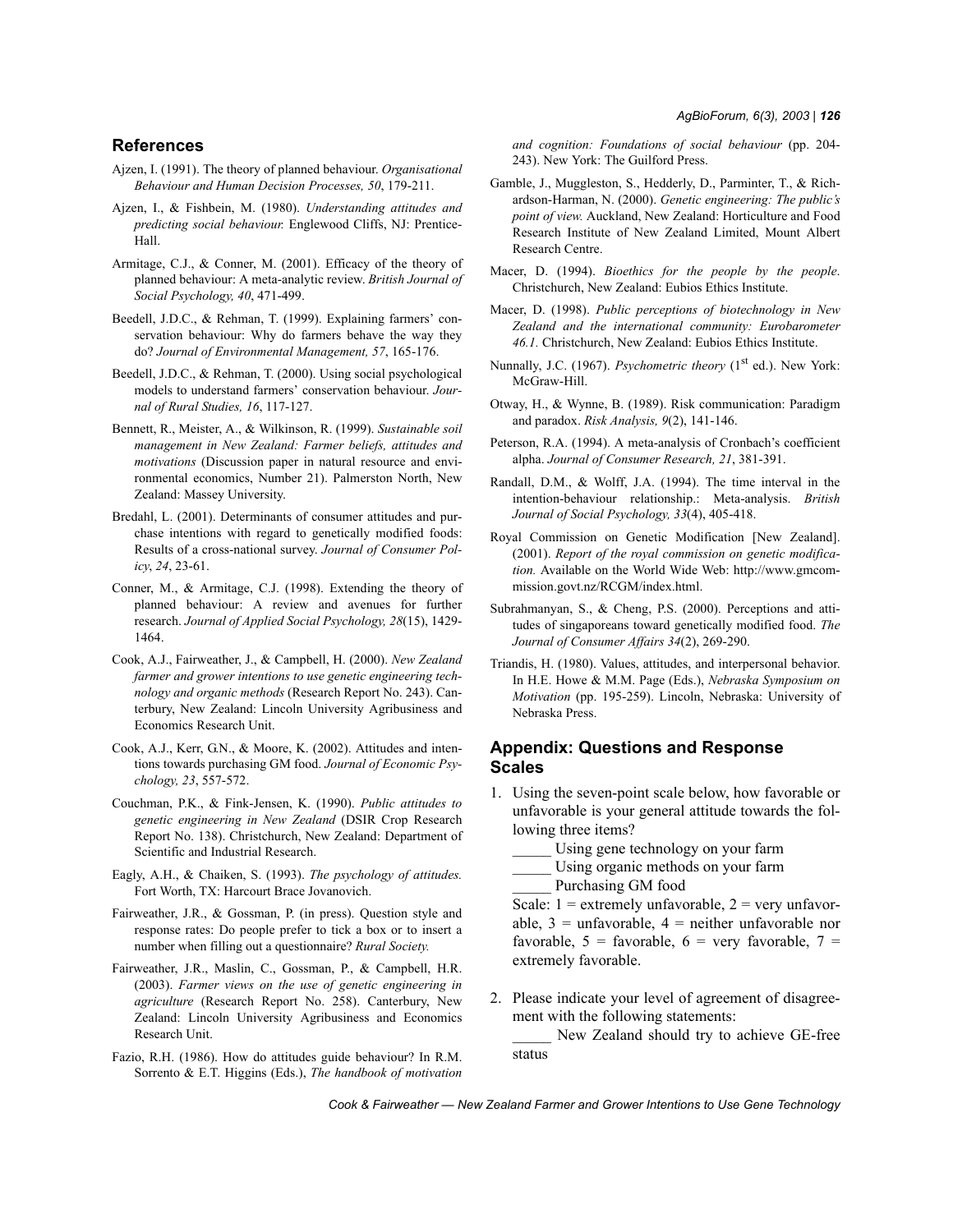## References

Ajzen, I. (1991). The theory of planned behaviour. *Organisational Behaviour and Human Decision Processes, 50*, 179-211.

Ajzen, I., & Fishbein, M. (1980). *Understanding attitudes and predicting social behaviour.* Englewood Cliffs, NJ: Prentice-Hall.

Armitage, C.J., & Conner, M. (2001). Efficacy of the theory of planned behaviour: A meta-analytic review. *British Journal of Social Psychology, 40*, 471-499.

Beedell, J.D.C., & Rehman, T. (1999). Explaining farmers' conservation behaviour: Why do farmers behave the way they do? *Journal of Environmental Management, 57*, 165-176.

Beedell, J.D.C., & Rehman, T. (2000). Using social psychological models to understand farmers' conservation behaviour. *Journal of Rural Studies, 16*, 117-127.

Bennett, R., Meister, A., & Wilkinson, R. (1999). *Sustainable soil management in New Zealand: Farmer beliefs, attitudes and motivations* (Discussion paper in natural resource and environmental economics, Number 21). Palmerston North, New Zealand: Massey University.

Bredahl, L. (2001). Determinants of consumer attitudes and purchase intentions with regard to genetically modified foods: Results of a cross-national survey. *Journal of Consumer Policy*, *24*, 23-61.

Conner, M., & Armitage, C.J (1998). Extending the theory of planned behaviour: A review and avenues for further research. *Journal of Applied Social Psychology, 28*(15), 1429-1464.

Cook, A.J., Fairweather, J., & Campbell, H. (2000). *New Zealand farmer and grower intentions to use genetic engineering technology and organic methods* (Research Report No. 243). Canterbury, New Zealand: Lincoln University Agribusiness and Economics Research Unit.

Cook, A.J., Kerr, G.N., & Moore, K. (2002). Attitudes and intentions towards purchasing GM food. *Journal of Economic Psychology, 23*, 557-572.

Couchman, P.K., & Fink-Jensen, K. (1990). *Public attitudes to genetic engineering in New Zealand* (DSIR Crop Research Report No. 138). Christchurch, New Zealand: Department of Scientific and Industrial Research.

Eagly, A.H., & Chaiken, S. (1993). *The psychology of attitudes.* Fort Worth, TX: Harcourt Brace Jovanovich.

Fairweather, J.R., & Gossman, P. (in press). Question style and response rates: Do people prefer to tick a box or to insert a number when filling out a questionnaire? *Rural Society.*

Fairweather, J.R., Maslin, C., Gossman, P., & Campbell, H.R. (2003). *Farmer views on the use of genetic engineering in agriculture* (Research Report No. 258). Canterbury, New Zealand: Lincoln University Agribusiness and Economics Research Unit.

Fazio, R.H. (1986). How do attitudes guide behaviour? In R.M. Sorrento & E.T. Higgins (Eds.), *The handbook of motivation and cognition: Foundations of social behaviour* (pp. 204-243). New York: The Guilford Press.

Gamble, J., Muggleston, S., Hedderly, D., Parminter, T., & Richardson-Harman, N. (2000). *Genetic engineering: The public's point of view.* Auckland, New Zealand: Horticulture and Food Research Institute of New Zealand Limited, Mount Albert Research Centre.

Macer, D. (1994). *Bioethics for the people by the people*. Christchurch, New Zealand: Eubios Ethics Institute.

Macer, D. (1998). *Public perceptions of biotechnology in New Zealand and the international community: Eurobarometer 46.1.* Christchurch, New Zealand: Eubios Ethics Institute.

Nunnally, J.C. (1967). *Psychometric theory* (1st ed.). New York: McGraw-Hill.

Otway, H., & Wynne, B. (1989). Risk communication: Paradigm and paradox. *Risk Analysis, 9*(2), 141-146.

Peterson, R.A. (1994). A meta-analysis of Cronbach's coefficient alpha. *Journal of Consumer Research, 21*, 381-391.

Randall, D.M., & Wolff, J.A. (1994). The time interval in the intention-behaviour relationship.: Meta-analysis. *British Journal of Social Psychology, 33*(4), 405-418.

Royal Commission on Genetic Modification [New Zealand]. (2001). *Report of the royal commission on genetic modification.* Available on the World Wide Web: http://www.gmcommission.govt.nz/RCGM/index.html.

Subrahmanyan, S., & Cheng, P.S. (2000). Perceptions and attitudes of singaporeans toward genetically modified food. *The Journal of Consumer Affairs 34*(2), 269-290.

Triandis, H. (1980). Values, attitudes, and interpersonal behavior. In H.E. Howe & M.M. Page (Eds.), *Nebraska Symposium on Motivation* (pp. 195-259). Lincoln, Nebraska: University of Nebraska Press.

## Appendix: Questions and Response Scales

1. Using the seven-point scale below, how favorable or unfavorable is your general attitude towards the following three items?

   _____ Using gene technology on your farm

   _____ Using organic methods on your farm

   _____ Purchasing GM food

   Scale: 1 = extremely unfavorable, 2 = very unfavorable, 3 = unfavorable, 4 = neither unfavorable nor favorable, 5 = favorable, 6 = very favorable, 7 = extremely favorable.

2. Please indicate your level of agreement of disagreement with the following statements:

   _____ New Zealand should try to achieve GE-free status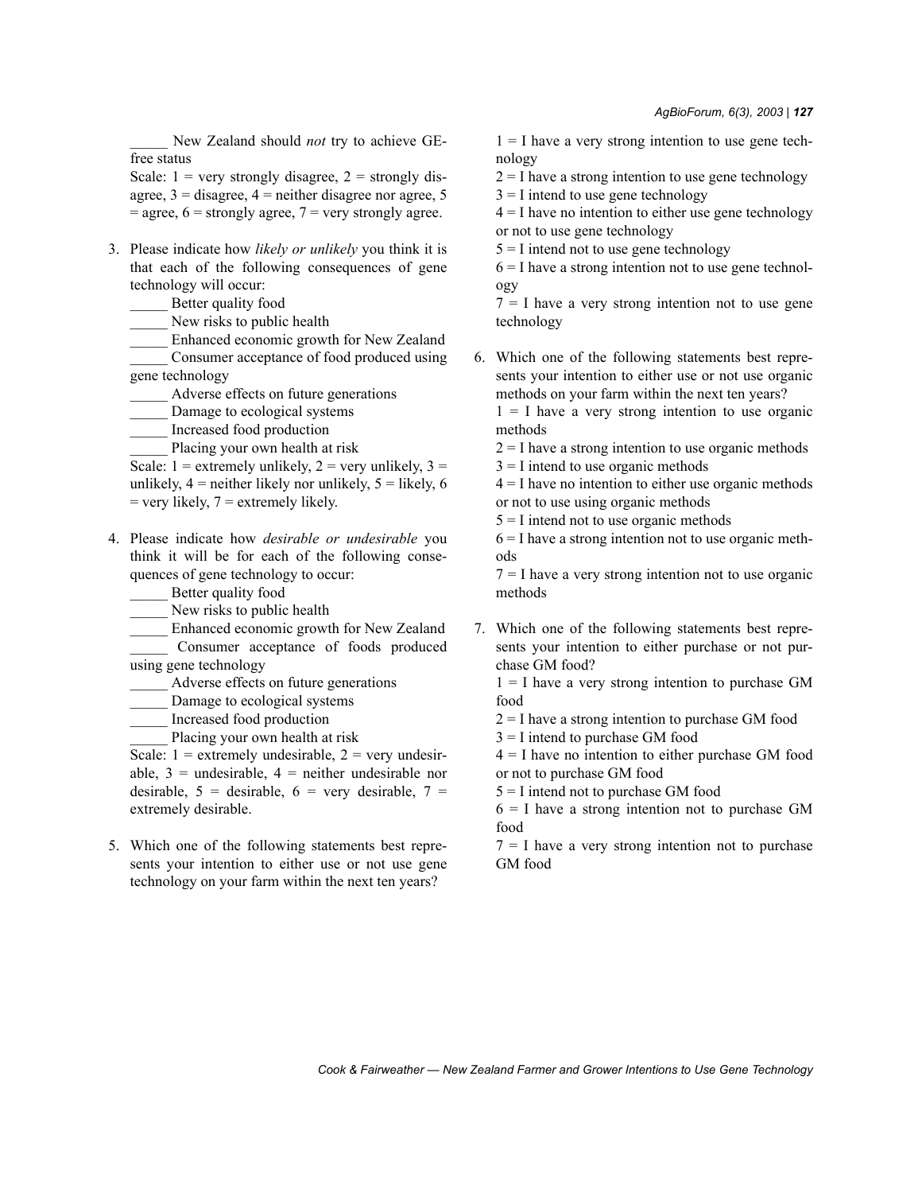_____ New Zealand should *not* try to achieve GE-free status

Scale: 1 = very strongly disagree, 2 = strongly disagree, 3 = disagree, 4 = neither disagree nor agree, 5 = agree, 6 = strongly agree, 7 = very strongly agree.

3. Please indicate how *likely or unlikely* you think it is that each of the following consequences of gene technology will occur:

   _____ Better quality food
   _____ New risks to public health
   _____ Enhanced economic growth for New Zealand
   _____ Consumer acceptance of food produced using gene technology
   _____ Adverse effects on future generations
   _____ Damage to ecological systems
   _____ Increased food production
   _____ Placing your own health at risk

   Scale: 1 = extremely unlikely, 2 = very unlikely, 3 = unlikely, 4 = neither likely nor unlikely, 5 = likely, 6 = very likely, 7 = extremely likely.

4. Please indicate how *desirable or undesirable* you think it will be for each of the following consequences of gene technology to occur:

   _____ Better quality food
   _____ New risks to public health
   _____ Enhanced economic growth for New Zealand
   _____ Consumer acceptance of foods produced using gene technology
   _____ Adverse effects on future generations
   _____ Damage to ecological systems
   _____ Increased food production
   _____ Placing your own health at risk

   Scale: 1 = extremely undesirable, 2 = very undesirable, 3 = undesirable, 4 = neither undesirable nor desirable, 5 = desirable, 6 = very desirable, 7 = extremely desirable.

5. Which one of the following statements best represents your intention to either use or not use gene technology on your farm within the next ten years?

   1 = I have a very strong intention to use gene technology
   2 = I have a strong intention to use gene technology
   3 = I intend to use gene technology
   4 = I have no intention to either use gene technology or not to use gene technology
   5 = I intend not to use gene technology
   6 = I have a strong intention not to use gene technology
   7 = I have a very strong intention not to use gene technology

6. Which one of the following statements best represents your intention to either use or not use organic methods on your farm within the next ten years?

   1 = I have a very strong intention to use organic methods
   2 = I have a strong intention to use organic methods
   3 = I intend to use organic methods
   4 = I have no intention to either use organic methods or not to use using organic methods
   5 = I intend not to use organic methods
   6 = I have a strong intention not to use organic methods
   7 = I have a very strong intention not to use organic methods

7. Which one of the following statements best represents your intention to either purchase or not purchase GM food?

   1 = I have a very strong intention to purchase GM food
   2 = I have a strong intention to purchase GM food
   3 = I intend to purchase GM food
   4 = I have no intention to either purchase GM food or not to purchase GM food
   5 = I intend not to purchase GM food
   6 = I have a strong intention not to purchase GM food
   7 = I have a very strong intention not to purchase GM food